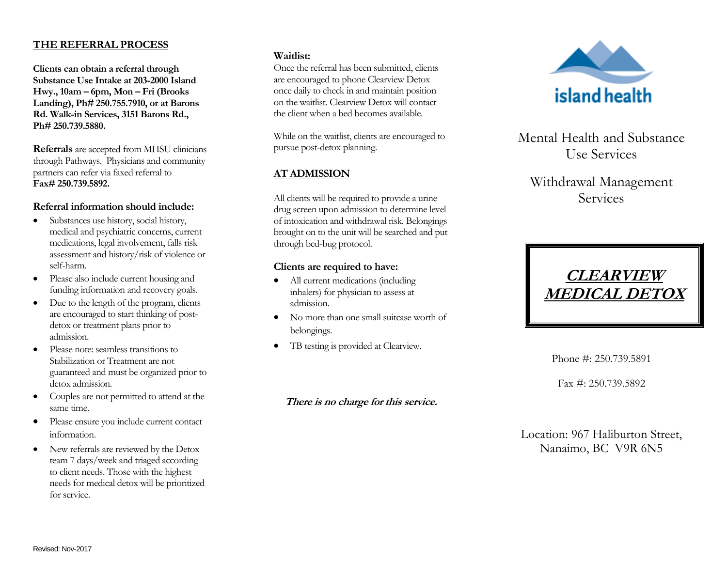## THE REFERRAL PROCESS

**Clients can obtain a referral through Substance Use Intake at 203-2000 Island Hwy., 10am – 6pm, Mon – Fri (Brooks Landing), Ph# 250.755.7910, or at Barons Rd. Walk-in Services, 3151 Barons Rd., Ph# 250.739.5880.**

**Referrals** are accepted from MHSU clinicians through Pathways. Physicians and community partners can refer via faxed referral to **Fax# 250.739.5892.**

### Referral information should include:

- Substances use history, social history, medical and psychiatric concerns, current medications, legal involvement, falls risk assessment and history/risk of violence or self-harm.
- Please also include current housing and funding information and recovery goals.
- Due to the length of the program, clients are encouraged to start thinking of post-detox or treatment plans prior to admission.
- Please note: seamless transitions to Stabilization or Treatment are not guaranteed and must be organized prior to detox admission.
- Couples are not permitted to attend at the same time.
- Please ensure you include current contact information.
- New referrals are reviewed by the Detox team 7 days/week and triaged according to client needs. Those with the highest needs for medical detox will be prioritized for service.

**Waitlist:**
Once the referral has been submitted, clients are encouraged to phone Clearview Detox once daily to check in and maintain position on the waitlist. Clearview Detox will contact the client when a bed becomes available.

While on the waitlist, clients are encouraged to pursue post-detox planning.

## AT ADMISSION

All clients will be required to provide a urine drug screen upon admission to determine level of intoxication and withdrawal risk. Belongings brought on to the unit will be searched and put through bed-bug protocol.

### Clients are required to have:

- All current medications (including inhalers) for physician to assess at admission.
- No more than one small suitcase worth of belongings.
- TB testing is provided at Clearview.

***There is no charge for this service.***

island health

Mental Health and Substance Use Services

Withdrawal Management Services

# CLEARVIEW MEDICAL DETOX

Phone #: 250.739.5891

Fax #: 250.739.5892

Location: 967 Haliburton Street, Nanaimo, BC V9R 6N5

Revised: Nov-2017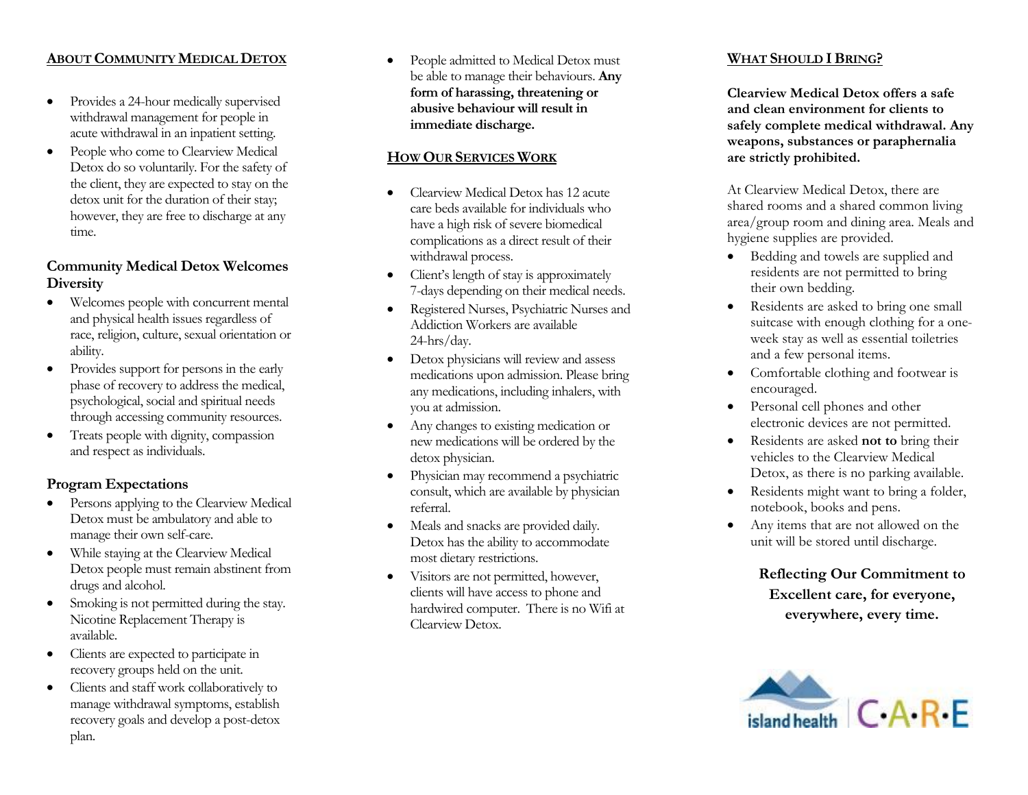## About Community Medical Detox

- Provides a 24-hour medically supervised withdrawal management for people in acute withdrawal in an inpatient setting.
- People who come to Clearview Medical Detox do so voluntarily. For the safety of the client, they are expected to stay on the detox unit for the duration of their stay; however, they are free to discharge at any time.

### Community Medical Detox Welcomes Diversity

- Welcomes people with concurrent mental and physical health issues regardless of race, religion, culture, sexual orientation or ability.
- Provides support for persons in the early phase of recovery to address the medical, psychological, social and spiritual needs through accessing community resources.
- Treats people with dignity, compassion and respect as individuals.

### Program Expectations

- Persons applying to the Clearview Medical Detox must be ambulatory and able to manage their own self-care.
- While staying at the Clearview Medical Detox people must remain abstinent from drugs and alcohol.
- Smoking is not permitted during the stay. Nicotine Replacement Therapy is available.
- Clients are expected to participate in recovery groups held on the unit.
- Clients and staff work collaboratively to manage withdrawal symptoms, establish recovery goals and develop a post-detox plan.
- People admitted to Medical Detox must be able to manage their behaviours. **Any form of harassing, threatening or abusive behaviour will result in immediate discharge.**

## How Our Services Work

- Clearview Medical Detox has 12 acute care beds available for individuals who have a high risk of severe biomedical complications as a direct result of their withdrawal process.
- Client's length of stay is approximately 7-days depending on their medical needs.
- Registered Nurses, Psychiatric Nurses and Addiction Workers are available 24-hrs/day.
- Detox physicians will review and assess medications upon admission. Please bring any medications, including inhalers, with you at admission.
- Any changes to existing medication or new medications will be ordered by the detox physician.
- Physician may recommend a psychiatric consult, which are available by physician referral.
- Meals and snacks are provided daily. Detox has the ability to accommodate most dietary restrictions.
- Visitors are not permitted, however, clients will have access to phone and hardwired computer. There is no Wifi at Clearview Detox.

## What Should I Bring?

**Clearview Medical Detox offers a safe and clean environment for clients to safely complete medical withdrawal. Any weapons, substances or paraphernalia are strictly prohibited.**

At Clearview Medical Detox, there are shared rooms and a shared common living area/group room and dining area. Meals and hygiene supplies are provided.

- Bedding and towels are supplied and residents are not permitted to bring their own bedding.
- Residents are asked to bring one small suitcase with enough clothing for a one-week stay as well as essential toiletries and a few personal items.
- Comfortable clothing and footwear is encouraged.
- Personal cell phones and other electronic devices are not permitted.
- Residents are asked **not to** bring their vehicles to the Clearview Medical Detox, as there is no parking available.
- Residents might want to bring a folder, notebook, books and pens.
- Any items that are not allowed on the unit will be stored until discharge.

**Reflecting Our Commitment to Excellent care, for everyone, everywhere, every time.**

island health C·A·R·E